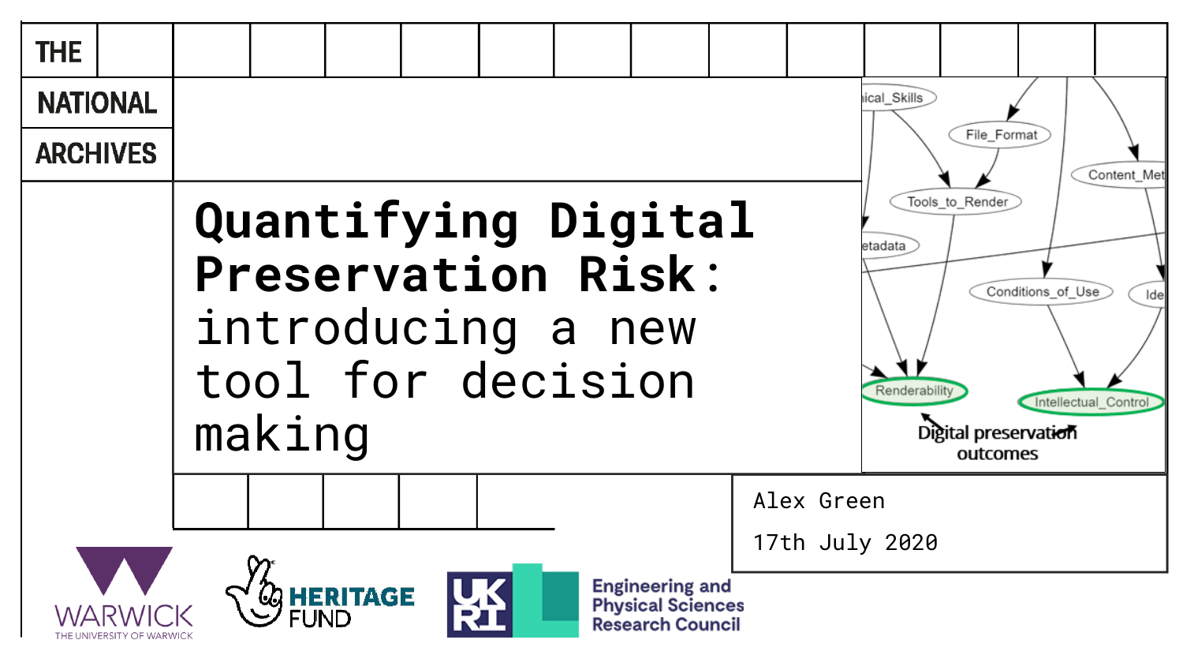THE NATIONAL ARCHIVES

# Quantifying Digital Preservation Risk: introducing a new tool for decision making

Alex Green

17th July 2020

Digital preservation outcomes

WARWICK THE UNIVERSITY OF WARWICK

HERITAGE FUND

UKRI Engineering and Physical Sciences Research Council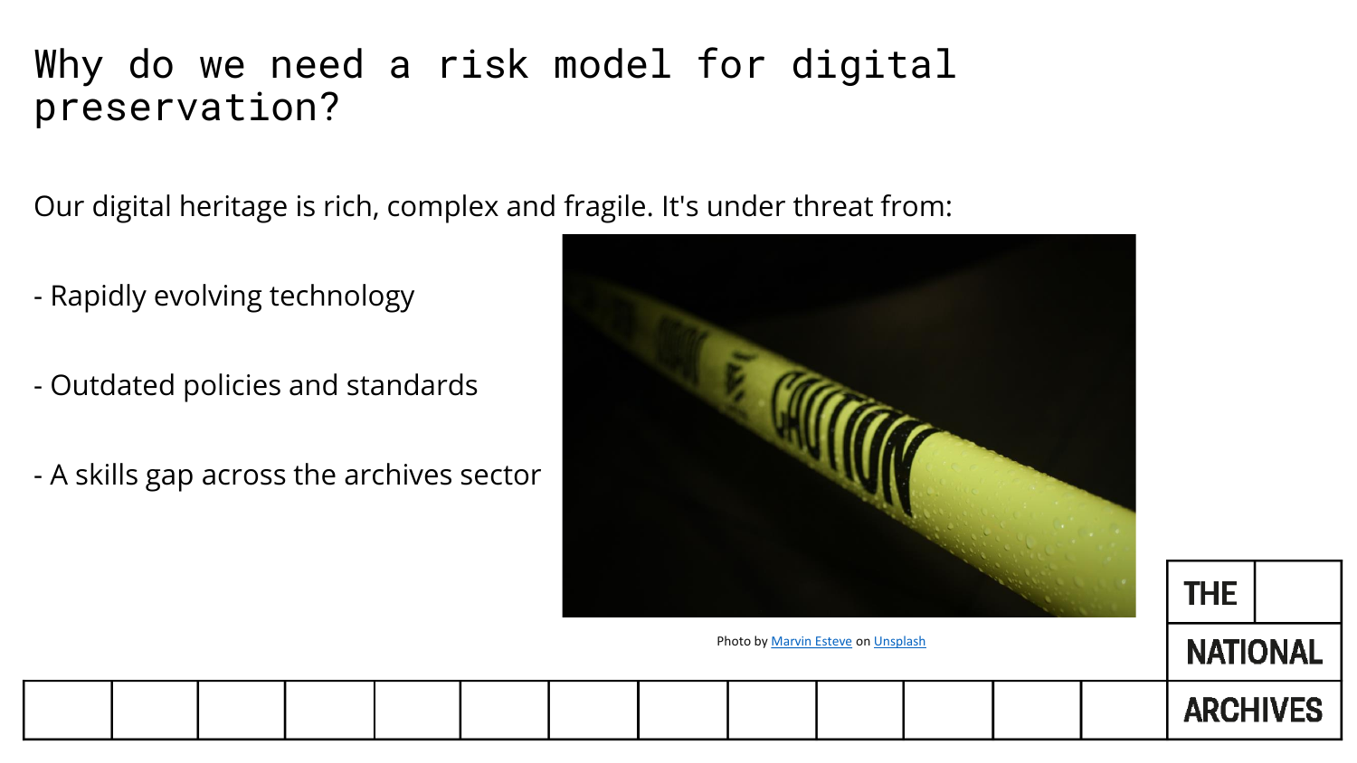# Why do we need a risk model for digital preservation?

Our digital heritage is rich, complex and fragile. It's under threat from:

- Rapidly evolving technology

- Outdated policies and standards

- A skills gap across the archives sector

Photo by Marvin Esteve on Unsplash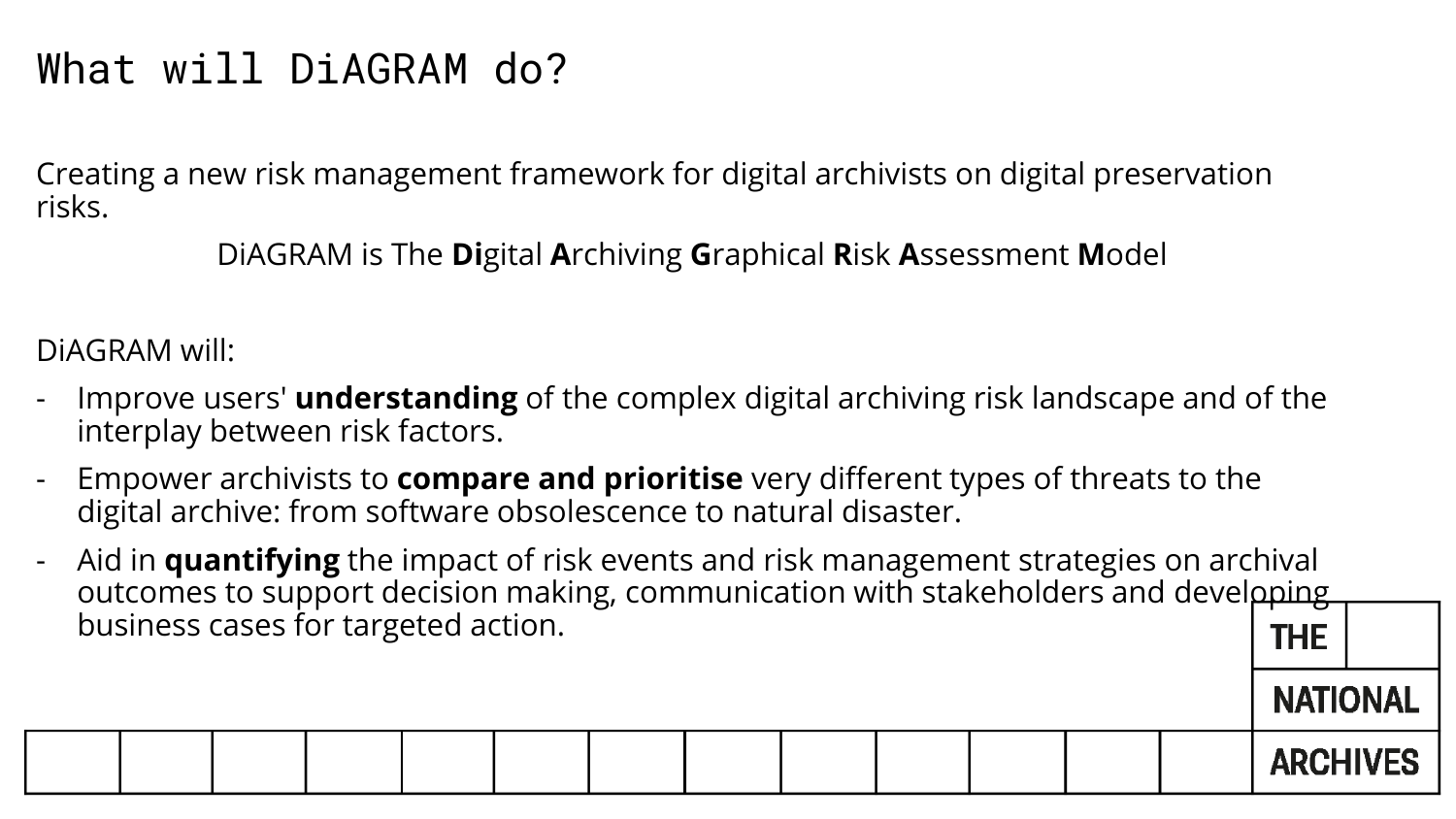# What will DiAGRAM do?

Creating a new risk management framework for digital archivists on digital preservation risks.

DiAGRAM is The **Di**gital **A**rchiving **G**raphical **R**isk **A**ssessment **M**odel

DiAGRAM will:

- Improve users' **understanding** of the complex digital archiving risk landscape and of the interplay between risk factors.
- Empower archivists to **compare and prioritise** very different types of threats to the digital archive: from software obsolescence to natural disaster.
- Aid in **quantifying** the impact of risk events and risk management strategies on archival outcomes to support decision making, communication with stakeholders and developing business cases for targeted action.

THE NATIONAL ARCHIVES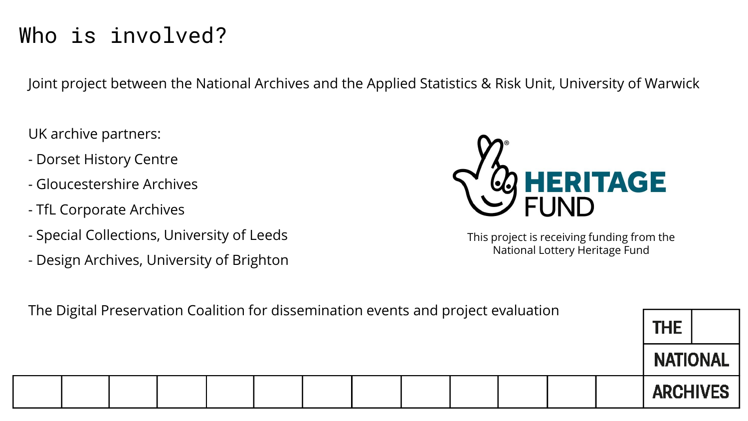# Who is involved?

Joint project between the National Archives and the Applied Statistics & Risk Unit, University of Warwick

UK archive partners:

- Dorset History Centre
- Gloucestershire Archives
- TfL Corporate Archives
- Special Collections, University of Leeds
- Design Archives, University of Brighton

HERITAGE FUND

This project is receiving funding from the National Lottery Heritage Fund

The Digital Preservation Coalition for dissemination events and project evaluation

THE NATIONAL ARCHIVES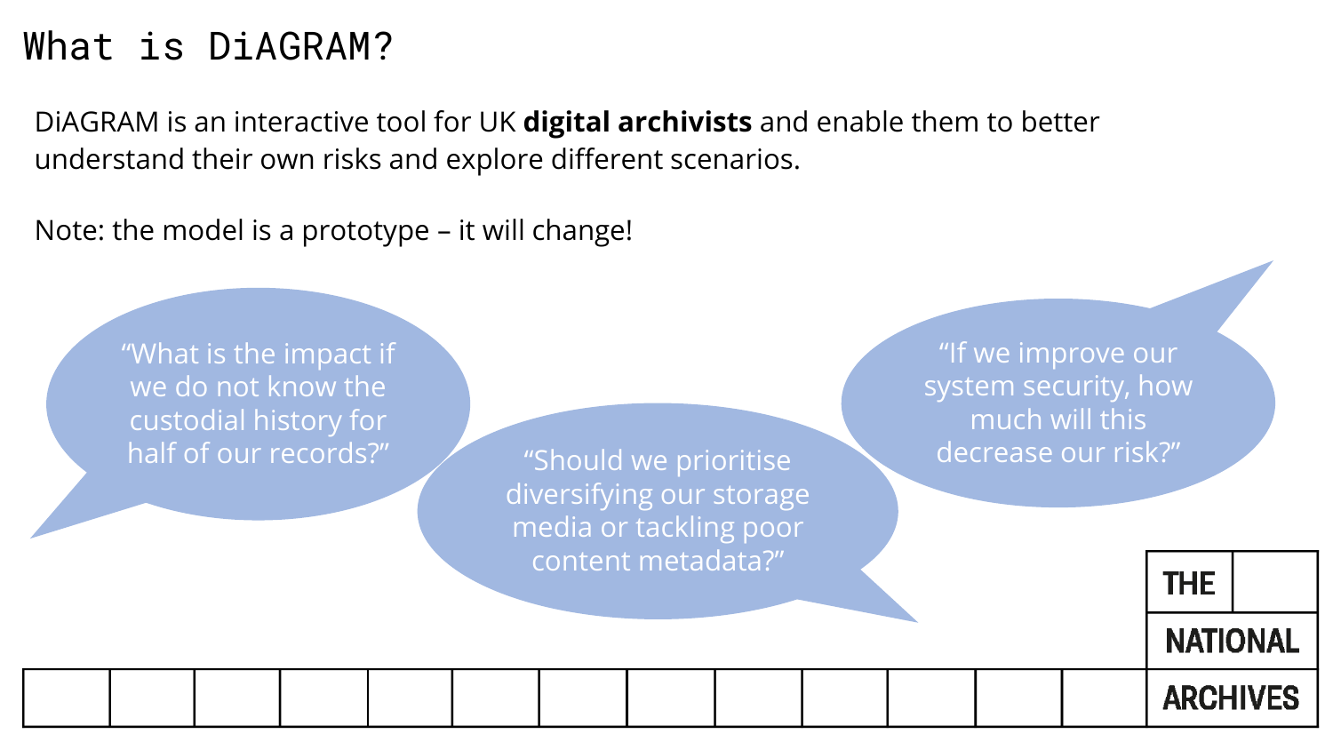# What is DiAGRAM?

DiAGRAM is an interactive tool for UK **digital archivists** and enable them to better understand their own risks and explore different scenarios.

Note: the model is a prototype – it will change!

"What is the impact if we do not know the custodial history for half of our records?"

"Should we prioritise diversifying our storage media or tackling poor content metadata?"

"If we improve our system security, how much will this decrease our risk?"

THE NATIONAL ARCHIVES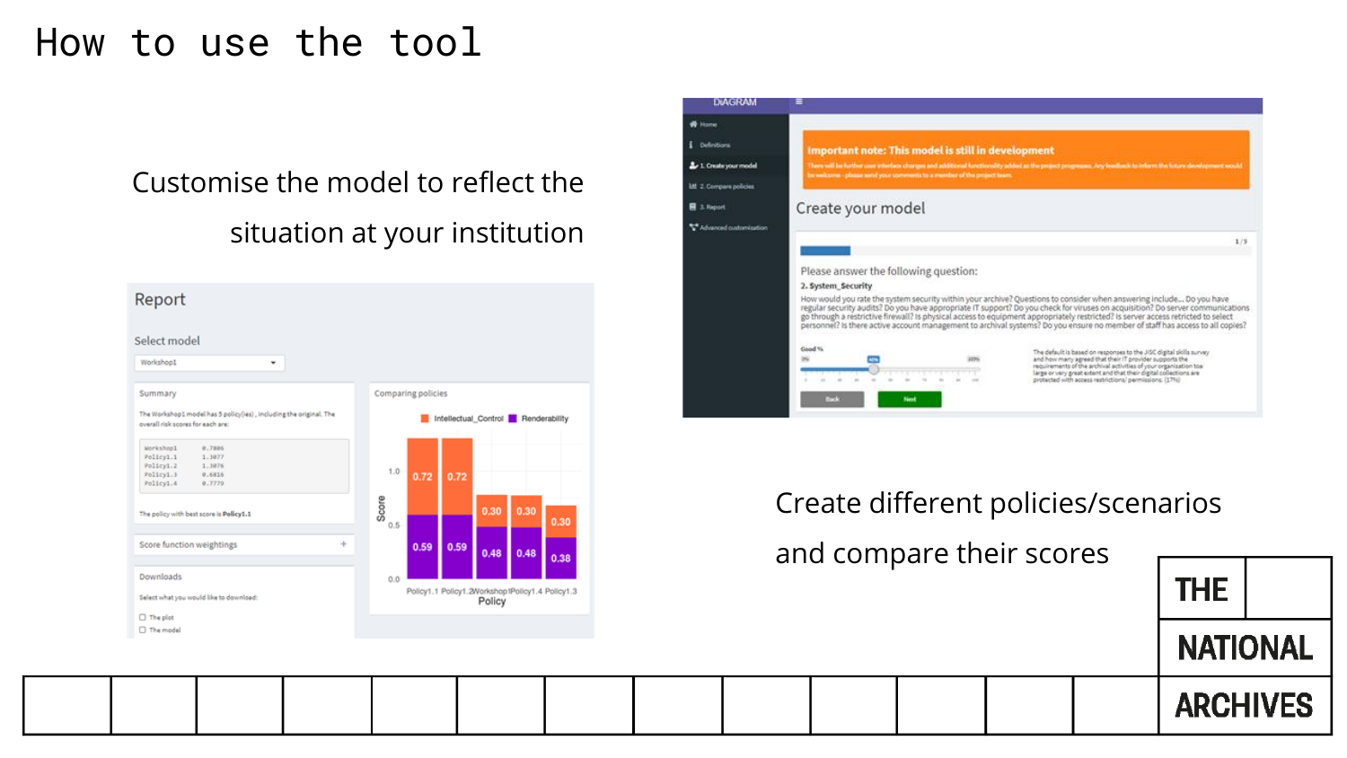# How to use the tool

Customise the model to reflect the situation at your institution

Create different policies/scenarios and compare their scores

THE NATIONAL ARCHIVES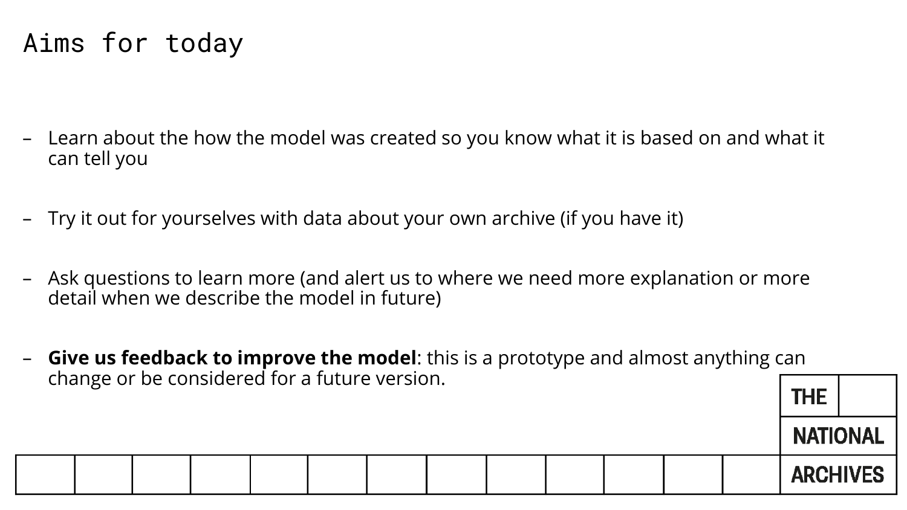# Aims for today

- Learn about the how the model was created so you know what it is based on and what it can tell you
- Try it out for yourselves with data about your own archive (if you have it)
- Ask questions to learn more (and alert us to where we need more explanation or more detail when we describe the model in future)
- **Give us feedback to improve the model**: this is a prototype and almost anything can change or be considered for a future version.

THE NATIONAL ARCHIVES